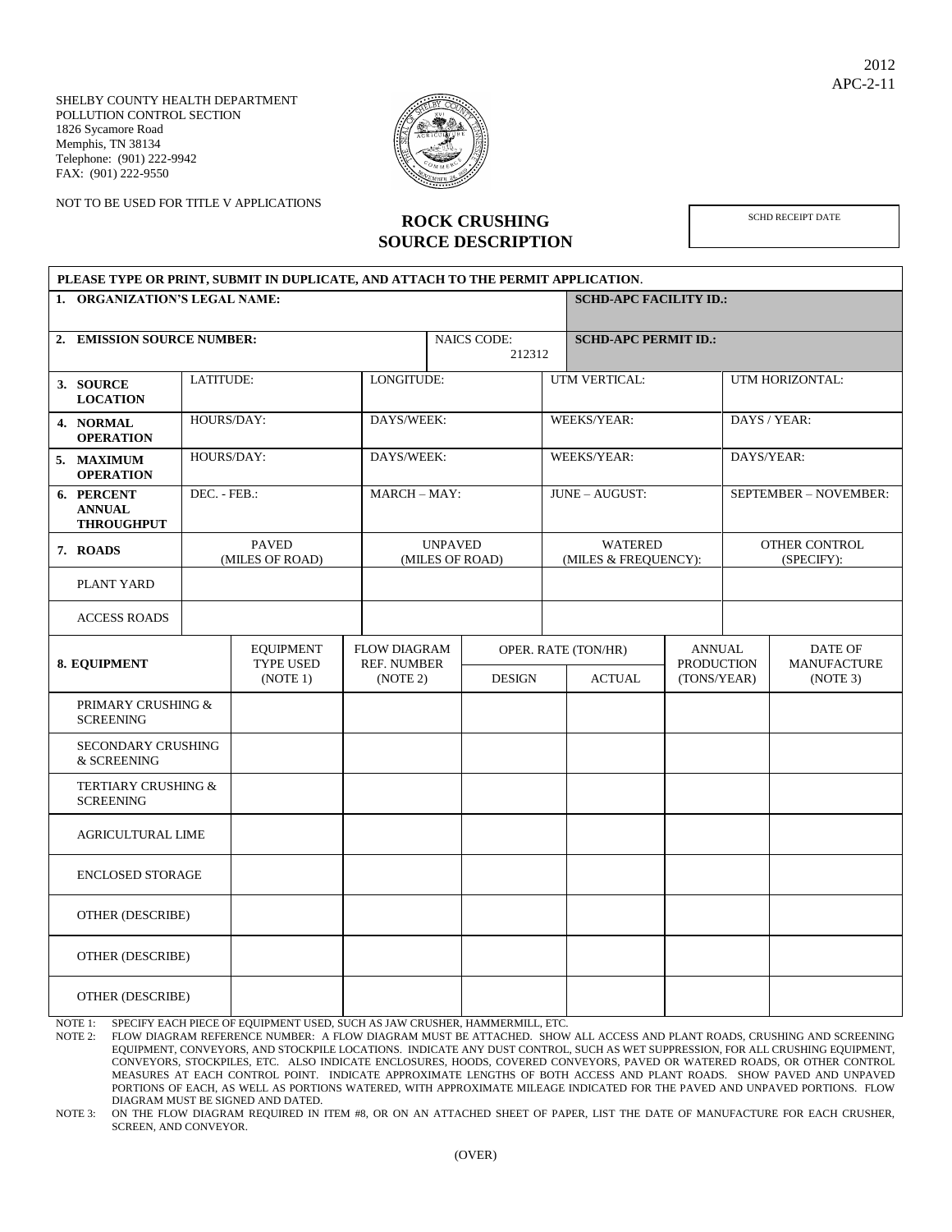2012
APC-2-11

SHELBY COUNTY HEALTH DEPARTMENT
POLLUTION CONTROL SECTION
1826 Sycamore Road
Memphis, TN 38134
Telephone: (901) 222-9942
FAX: (901) 222-9550

NOT TO BE USED FOR TITLE V APPLICATIONS

# ROCK CRUSHING SOURCE DESCRIPTION

| SCHD RECEIPT DATE |
|---|
| |

**PLEASE TYPE OR PRINT, SUBMIT IN DUPLICATE, AND ATTACH TO THE PERMIT APPLICATION.**

| | | |
|---|---|---|
| **1. ORGANIZATION'S LEGAL NAME:** | | **SCHD-APC FACILITY ID.:** |
| **2. EMISSION SOURCE NUMBER:** | NAICS CODE: 212312 | **SCHD-APC PERMIT ID.:** |

| | | | | |
|---|---|---|---|---|
| **3. SOURCE LOCATION** | LATITUDE: | LONGITUDE: | UTM VERTICAL: | UTM HORIZONTAL: |
| **4. NORMAL OPERATION** | HOURS/DAY: | DAYS/WEEK: | WEEKS/YEAR: | DAYS / YEAR: |
| **5. MAXIMUM OPERATION** | HOURS/DAY: | DAYS/WEEK: | WEEKS/YEAR: | DAYS/YEAR: |
| **6. PERCENT ANNUAL THROUGHPUT** | DEC. - FEB.: | MARCH – MAY: | JUNE – AUGUST: | SEPTEMBER – NOVEMBER: |
| **7. ROADS** | PAVED (MILES OF ROAD) | UNPAVED (MILES OF ROAD) | WATERED (MILES & FREQUENCY): | OTHER CONTROL (SPECIFY): |
| PLANT YARD | | | | |
| ACCESS ROADS | | | | |

| **8. EQUIPMENT** | EQUIPMENT TYPE USED (NOTE 1) | FLOW DIAGRAM REF. NUMBER (NOTE 2) | OPER. RATE (TON/HR) | | ANNUAL PRODUCTION (TONS/YEAR) | DATE OF MANUFACTURE (NOTE 3) |
|---|---|---|---|---|---|---|
| | | | DESIGN | ACTUAL | | |
| PRIMARY CRUSHING & SCREENING | | | | | | |
| SECONDARY CRUSHING & SCREENING | | | | | | |
| TERTIARY CRUSHING & SCREENING | | | | | | |
| AGRICULTURAL LIME | | | | | | |
| ENCLOSED STORAGE | | | | | | |
| OTHER (DESCRIBE) | | | | | | |
| OTHER (DESCRIBE) | | | | | | |
| OTHER (DESCRIBE) | | | | | | |

NOTE 1: SPECIFY EACH PIECE OF EQUIPMENT USED, SUCH AS JAW CRUSHER, HAMMERMILL, ETC.

NOTE 2: FLOW DIAGRAM REFERENCE NUMBER: A FLOW DIAGRAM MUST BE ATTACHED. SHOW ALL ACCESS AND PLANT ROADS, CRUSHING AND SCREENING EQUIPMENT, CONVEYORS, AND STOCKPILE LOCATIONS. INDICATE ANY DUST CONTROL, SUCH AS WET SUPPRESSION, FOR ALL CRUSHING EQUIPMENT, CONVEYORS, STOCKPILES, ETC. ALSO INDICATE ENCLOSURES, HOODS, COVERED CONVEYORS, PAVED OR WATERED ROADS, OR OTHER CONTROL MEASURES AT EACH CONTROL POINT. INDICATE APPROXIMATE LENGTHS OF BOTH ACCESS AND PLANT ROADS. SHOW PAVED AND UNPAVED PORTIONS OF EACH, AS WELL AS PORTIONS WATERED, WITH APPROXIMATE MILEAGE INDICATED FOR THE PAVED AND UNPAVED PORTIONS. FLOW DIAGRAM MUST BE SIGNED AND DATED.

NOTE 3: ON THE FLOW DIAGRAM REQUIRED IN ITEM #8, OR ON AN ATTACHED SHEET OF PAPER, LIST THE DATE OF MANUFACTURE FOR EACH CRUSHER, SCREEN, AND CONVEYOR.

(OVER)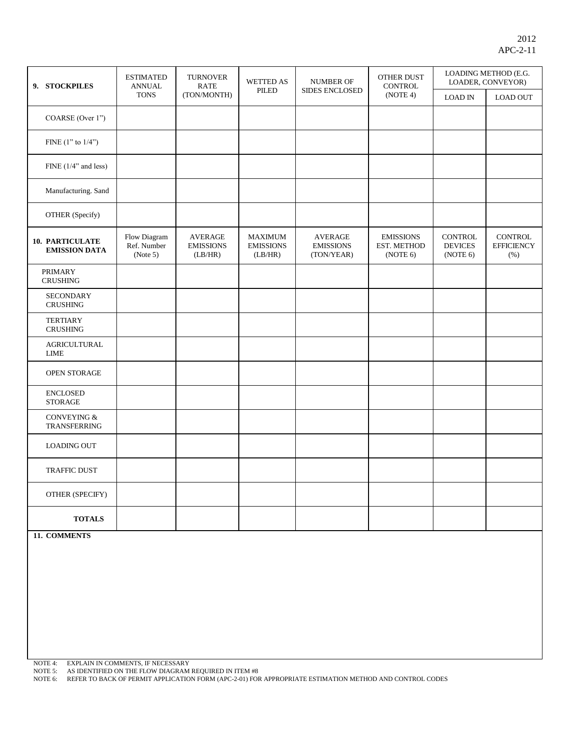2012
APC-2-11

| 9. STOCKPILES | ESTIMATED ANNUAL TONS | TURNOVER RATE (TON/MONTH) | WETTED AS PILED | NUMBER OF SIDES ENCLOSED | OTHER DUST CONTROL (NOTE 4) | LOADING METHOD (E.G. LOADER, CONVEYOR) | |
|---|---|---|---|---|---|---|---|
| | | | | | | LOAD IN | LOAD OUT |
| COARSE (Over 1") | | | | | | | |
| FINE (1" to 1/4") | | | | | | | |
| FINE (1/4" and less) | | | | | | | |
| Manufacturing. Sand | | | | | | | |
| OTHER (Specify) | | | | | | | |

| 10. PARTICULATE EMISSION DATA | Flow Diagram Ref. Number (Note 5) | AVERAGE EMISSIONS (LB/HR) | MAXIMUM EMISSIONS (LB/HR) | AVERAGE EMISSIONS (TON/YEAR) | EMISSIONS EST. METHOD (NOTE 6) | CONTROL DEVICES (NOTE 6) | CONTROL EFFICIENCY (%) |
|---|---|---|---|---|---|---|---|
| PRIMARY CRUSHING | | | | | | | |
| SECONDARY CRUSHING | | | | | | | |
| TERTIARY CRUSHING | | | | | | | |
| AGRICULTURAL LIME | | | | | | | |
| OPEN STORAGE | | | | | | | |
| ENCLOSED STORAGE | | | | | | | |
| CONVEYING & TRANSFERRING | | | | | | | |
| LOADING OUT | | | | | | | |
| TRAFFIC DUST | | | | | | | |
| OTHER (SPECIFY) | | | | | | | |
| **TOTALS** | | | | | | | |

**11. COMMENTS**

NOTE 4: EXPLAIN IN COMMENTS, IF NECESSARY
NOTE 5: AS IDENTIFIED ON THE FLOW DIAGRAM REQUIRED IN ITEM #8
NOTE 6: REFER TO BACK OF PERMIT APPLICATION FORM (APC-2-01) FOR APPROPRIATE ESTIMATION METHOD AND CONTROL CODES